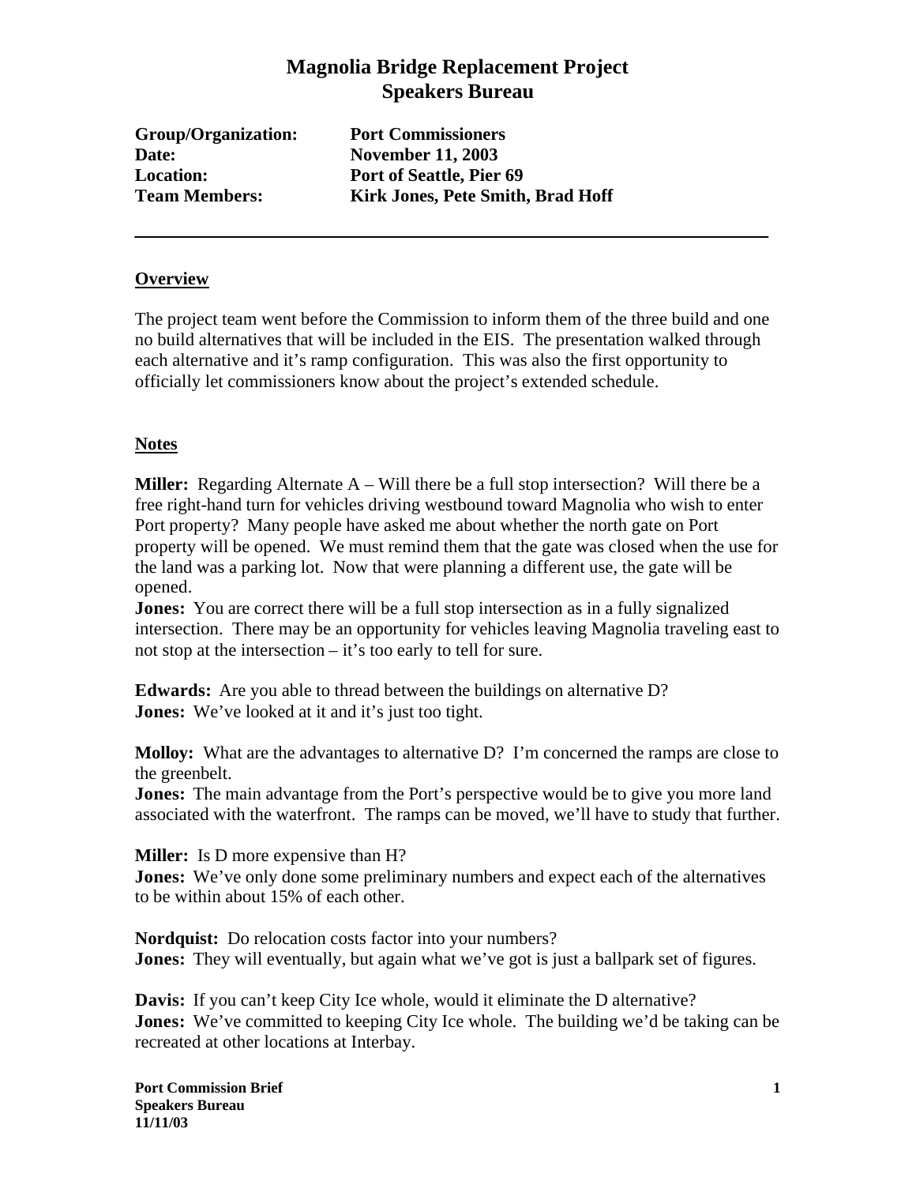# Magnolia Bridge Replacement Project
# Speakers Bureau

**Group/Organization:** **Port Commissioners**
**Date:** **November 11, 2003**
**Location:** **Port of Seattle, Pier 69**
**Team Members:** **Kirk Jones, Pete Smith, Brad Hoff**

---

## Overview

The project team went before the Commission to inform them of the three build and one no build alternatives that will be included in the EIS. The presentation walked through each alternative and it's ramp configuration. This was also the first opportunity to officially let commissioners know about the project's extended schedule.

## Notes

**Miller:** Regarding Alternate A – Will there be a full stop intersection? Will there be a free right-hand turn for vehicles driving westbound toward Magnolia who wish to enter Port property? Many people have asked me about whether the north gate on Port property will be opened. We must remind them that the gate was closed when the use for the land was a parking lot. Now that were planning a different use, the gate will be opened.
**Jones:** You are correct there will be a full stop intersection as in a fully signalized intersection. There may be an opportunity for vehicles leaving Magnolia traveling east to not stop at the intersection – it's too early to tell for sure.

**Edwards:** Are you able to thread between the buildings on alternative D?
**Jones:** We've looked at it and it's just too tight.

**Molloy:** What are the advantages to alternative D? I'm concerned the ramps are close to the greenbelt.
**Jones:** The main advantage from the Port's perspective would be to give you more land associated with the waterfront. The ramps can be moved, we'll have to study that further.

**Miller:** Is D more expensive than H?
**Jones:** We've only done some preliminary numbers and expect each of the alternatives to be within about 15% of each other.

**Nordquist:** Do relocation costs factor into your numbers?
**Jones:** They will eventually, but again what we've got is just a ballpark set of figures.

**Davis:** If you can't keep City Ice whole, would it eliminate the D alternative?
**Jones:** We've committed to keeping City Ice whole. The building we'd be taking can be recreated at other locations at Interbay.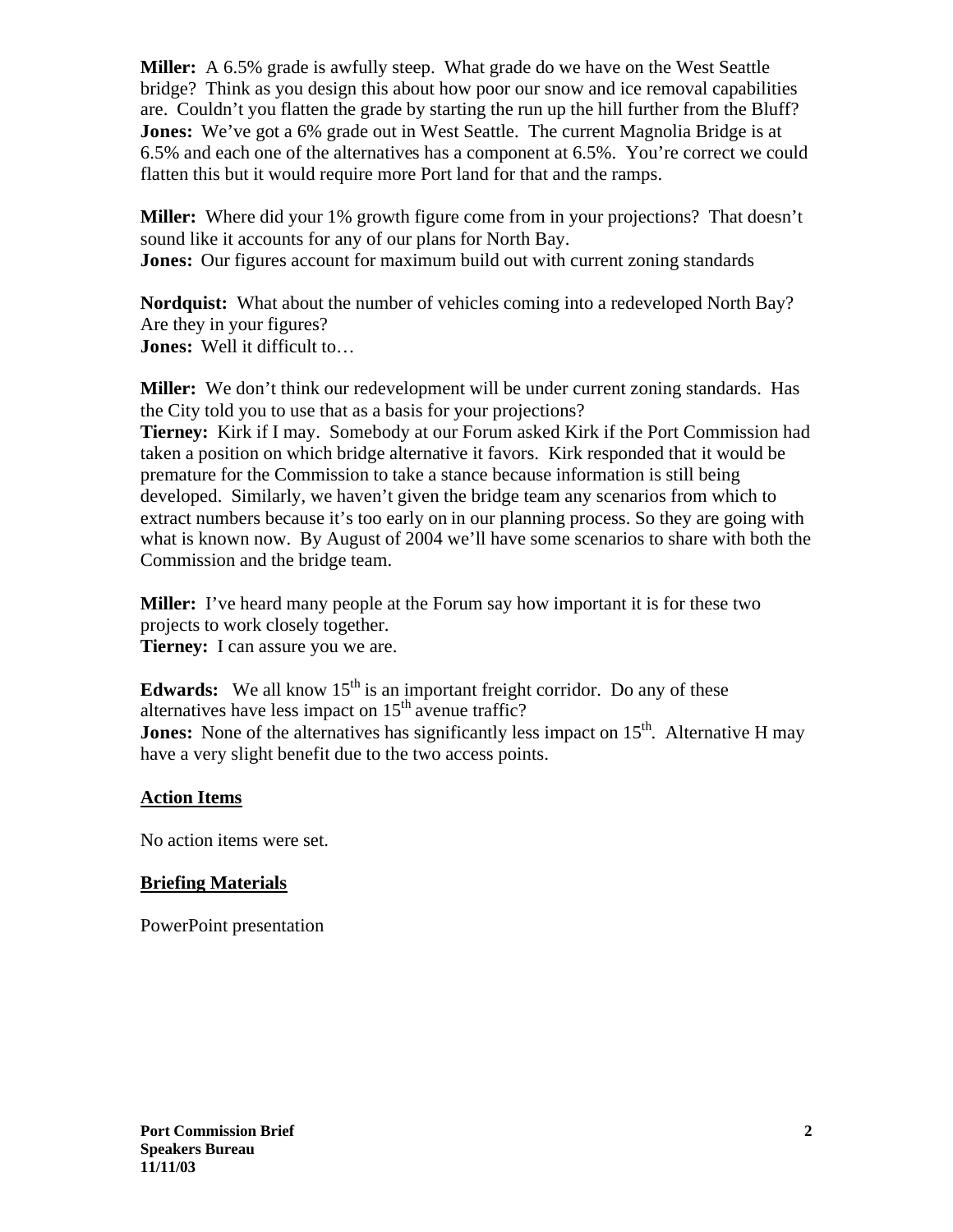**Miller:** A 6.5% grade is awfully steep. What grade do we have on the West Seattle bridge? Think as you design this about how poor our snow and ice removal capabilities are. Couldn't you flatten the grade by starting the run up the hill further from the Bluff?
**Jones:** We've got a 6% grade out in West Seattle. The current Magnolia Bridge is at 6.5% and each one of the alternatives has a component at 6.5%. You're correct we could flatten this but it would require more Port land for that and the ramps.

**Miller:** Where did your 1% growth figure come from in your projections? That doesn't sound like it accounts for any of our plans for North Bay.
**Jones:** Our figures account for maximum build out with current zoning standards

**Nordquist:** What about the number of vehicles coming into a redeveloped North Bay? Are they in your figures?
**Jones:** Well it difficult to…

**Miller:** We don't think our redevelopment will be under current zoning standards. Has the City told you to use that as a basis for your projections?
**Tierney:** Kirk if I may. Somebody at our Forum asked Kirk if the Port Commission had taken a position on which bridge alternative it favors. Kirk responded that it would be premature for the Commission to take a stance because information is still being developed. Similarly, we haven't given the bridge team any scenarios from which to extract numbers because it's too early on in our planning process. So they are going with what is known now. By August of 2004 we'll have some scenarios to share with both the Commission and the bridge team.

**Miller:** I've heard many people at the Forum say how important it is for these two projects to work closely together.
**Tierney:** I can assure you we are.

**Edwards:** We all know 15th is an important freight corridor. Do any of these alternatives have less impact on 15th avenue traffic?
**Jones:** None of the alternatives has significantly less impact on 15th. Alternative H may have a very slight benefit due to the two access points.

## Action Items

No action items were set.

## Briefing Materials

PowerPoint presentation